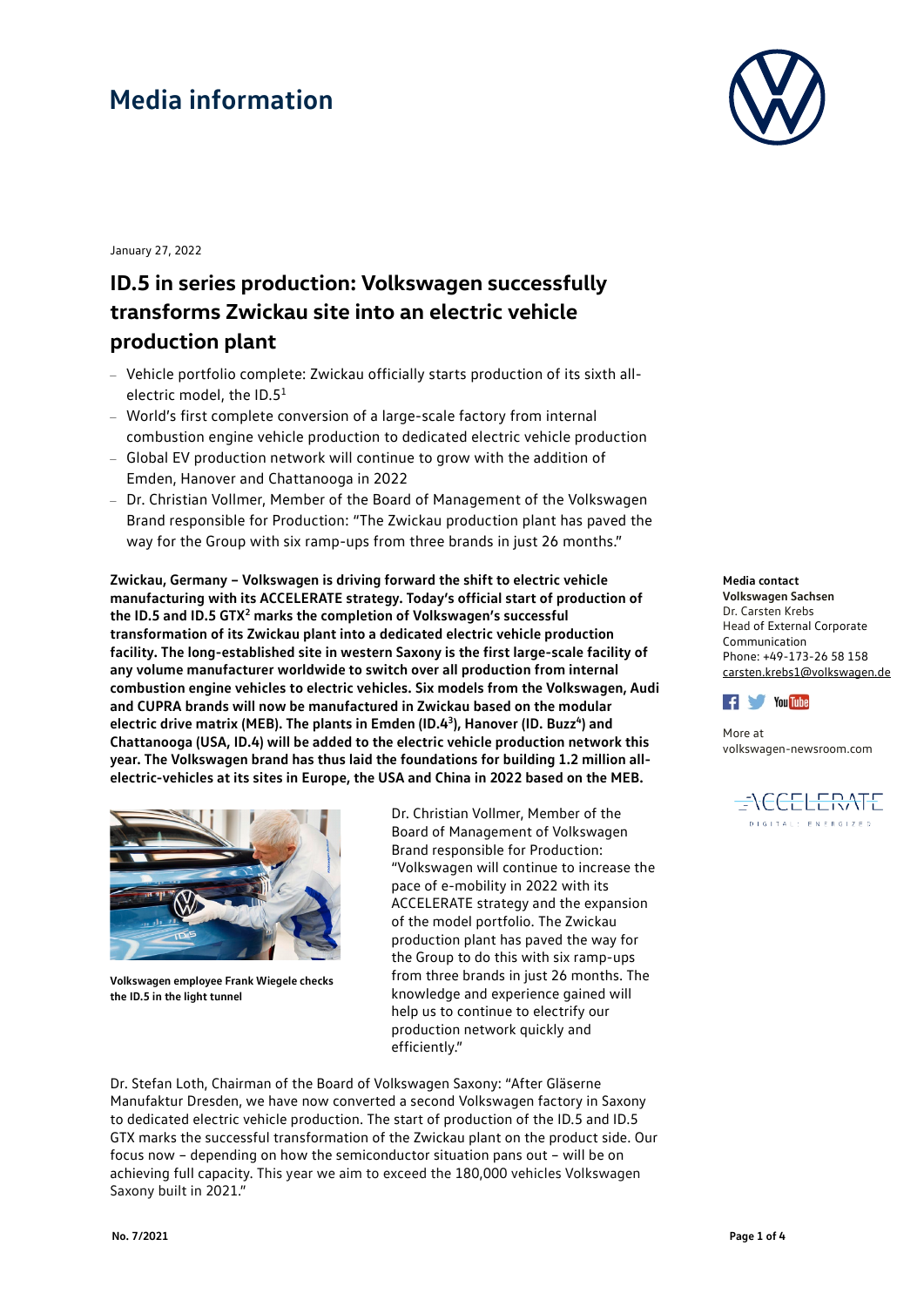# Media information

January 27, 2022

## ID.5 in series production: Volkswagen successfully transforms Zwickau site into an electric vehicle production plant

- Vehicle portfolio complete: Zwickau officially starts production of its sixth all-electric model, the ID.5[1]
- World's first complete conversion of a large-scale factory from internal combustion engine vehicle production to dedicated electric vehicle production
- Global EV production network will continue to grow with the addition of Emden, Hanover and Chattanooga in 2022
- Dr. Christian Vollmer, Member of the Board of Management of the Volkswagen Brand responsible for Production: "The Zwickau production plant has paved the way for the Group with six ramp-ups from three brands in just 26 months."

**Zwickau, Germany – Volkswagen is driving forward the shift to electric vehicle manufacturing with its ACCELERATE strategy. Today's official start of production of the ID.5 and ID.5 GTX[2] marks the completion of Volkswagen's successful transformation of its Zwickau plant into a dedicated electric vehicle production facility. The long-established site in western Saxony is the first large-scale facility of any volume manufacturer worldwide to switch over all production from internal combustion engine vehicles to electric vehicles. Six models from the Volkswagen, Audi and CUPRA brands will now be manufactured in Zwickau based on the modular electric drive matrix (MEB). The plants in Emden (ID.4[3]), Hanover (ID. Buzz[4]) and Chattanooga (USA, ID.4) will be added to the electric vehicle production network this year. The Volkswagen brand has thus laid the foundations for building 1.2 million all-electric-vehicles at its sites in Europe, the USA and China in 2022 based on the MEB.**

**Volkswagen employee Frank Wiegele checks the ID.5 in the light tunnel**

Dr. Christian Vollmer, Member of the Board of Management of Volkswagen Brand responsible for Production: "Volkswagen will continue to increase the pace of e-mobility in 2022 with its ACCELERATE strategy and the expansion of the model portfolio. The Zwickau production plant has paved the way for the Group to do this with six ramp-ups from three brands in just 26 months. The knowledge and experience gained will help us to continue to electrify our production network quickly and efficiently."

Dr. Stefan Loth, Chairman of the Board of Volkswagen Saxony: "After Gläserne Manufaktur Dresden, we have now converted a second Volkswagen factory in Saxony to dedicated electric vehicle production. The start of production of the ID.5 and ID.5 GTX marks the successful transformation of the Zwickau plant on the product side. Our focus now – depending on how the semiconductor situation pans out – will be on achieving full capacity. This year we aim to exceed the 180,000 vehicles Volkswagen Saxony built in 2021."

**Media contact**
**Volkswagen Sachsen**
Dr. Carsten Krebs
Head of External Corporate Communication
Phone: +49-173-26 58 158
carsten.krebs1@volkswagen.de

More at
volkswagen-newsroom.com

No. 7/2021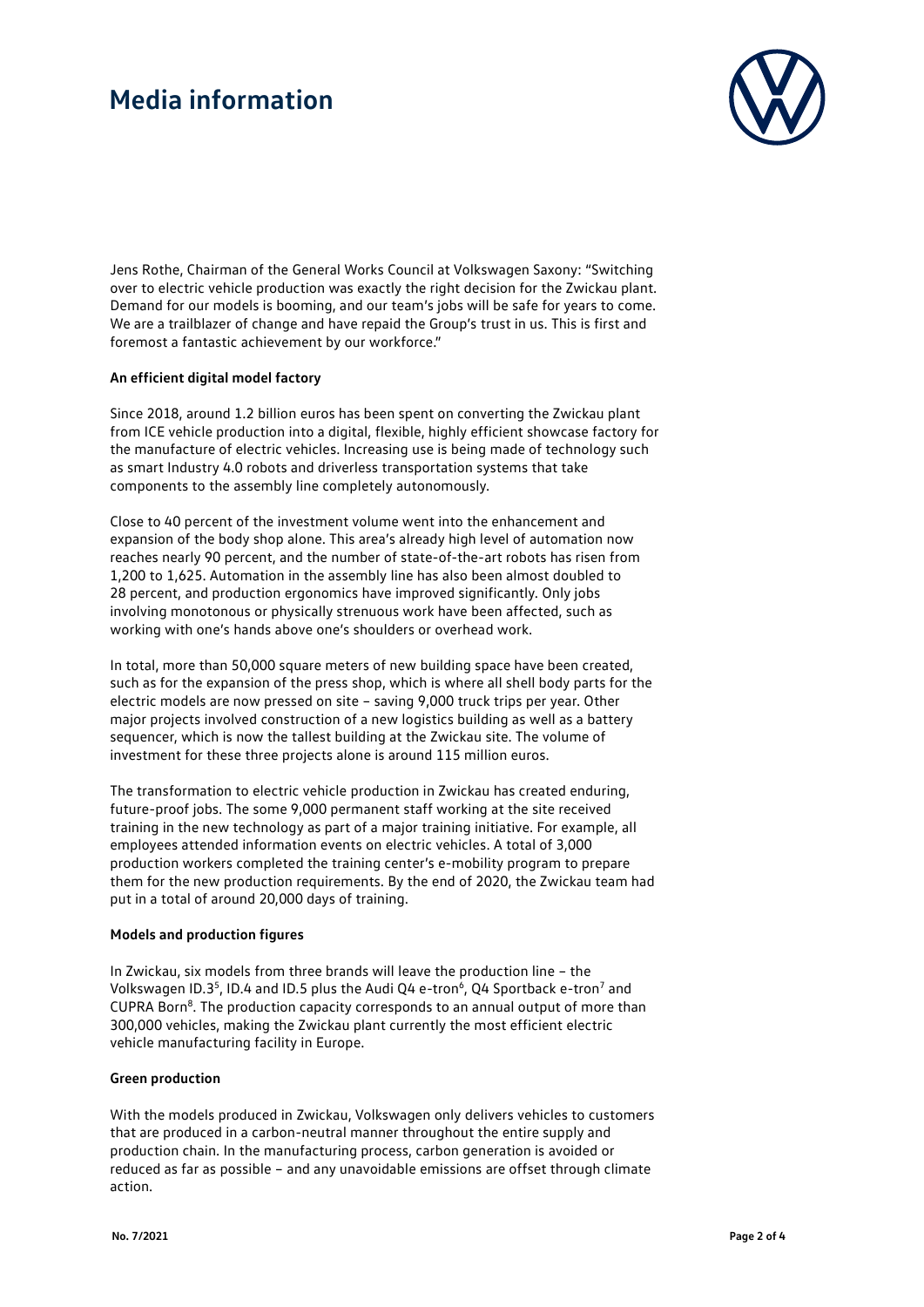# Media information

Jens Rothe, Chairman of the General Works Council at Volkswagen Saxony: "Switching over to electric vehicle production was exactly the right decision for the Zwickau plant. Demand for our models is booming, and our team's jobs will be safe for years to come. We are a trailblazer of change and have repaid the Group's trust in us. This is first and foremost a fantastic achievement by our workforce."

**An efficient digital model factory**

Since 2018, around 1.2 billion euros has been spent on converting the Zwickau plant from ICE vehicle production into a digital, flexible, highly efficient showcase factory for the manufacture of electric vehicles. Increasing use is being made of technology such as smart Industry 4.0 robots and driverless transportation systems that take components to the assembly line completely autonomously.

Close to 40 percent of the investment volume went into the enhancement and expansion of the body shop alone. This area's already high level of automation now reaches nearly 90 percent, and the number of state-of-the-art robots has risen from 1,200 to 1,625. Automation in the assembly line has also been almost doubled to 28 percent, and production ergonomics have improved significantly. Only jobs involving monotonous or physically strenuous work have been affected, such as working with one's hands above one's shoulders or overhead work.

In total, more than 50,000 square meters of new building space have been created, such as for the expansion of the press shop, which is where all shell body parts for the electric models are now pressed on site – saving 9,000 truck trips per year. Other major projects involved construction of a new logistics building as well as a battery sequencer, which is now the tallest building at the Zwickau site. The volume of investment for these three projects alone is around 115 million euros.

The transformation to electric vehicle production in Zwickau has created enduring, future-proof jobs. The some 9,000 permanent staff working at the site received training in the new technology as part of a major training initiative. For example, all employees attended information events on electric vehicles. A total of 3,000 production workers completed the training center's e-mobility program to prepare them for the new production requirements. By the end of 2020, the Zwickau team had put in a total of around 20,000 days of training.

**Models and production figures**

In Zwickau, six models from three brands will leave the production line – the Volkswagen ID.3[5], ID.4 and ID.5 plus the Audi Q4 e-tron[6], Q4 Sportback e-tron[7] and CUPRA Born[8]. The production capacity corresponds to an annual output of more than 300,000 vehicles, making the Zwickau plant currently the most efficient electric vehicle manufacturing facility in Europe.

**Green production**

With the models produced in Zwickau, Volkswagen only delivers vehicles to customers that are produced in a carbon-neutral manner throughout the entire supply and production chain. In the manufacturing process, carbon generation is avoided or reduced as far as possible – and any unavoidable emissions are offset through climate action.

No. 7/2021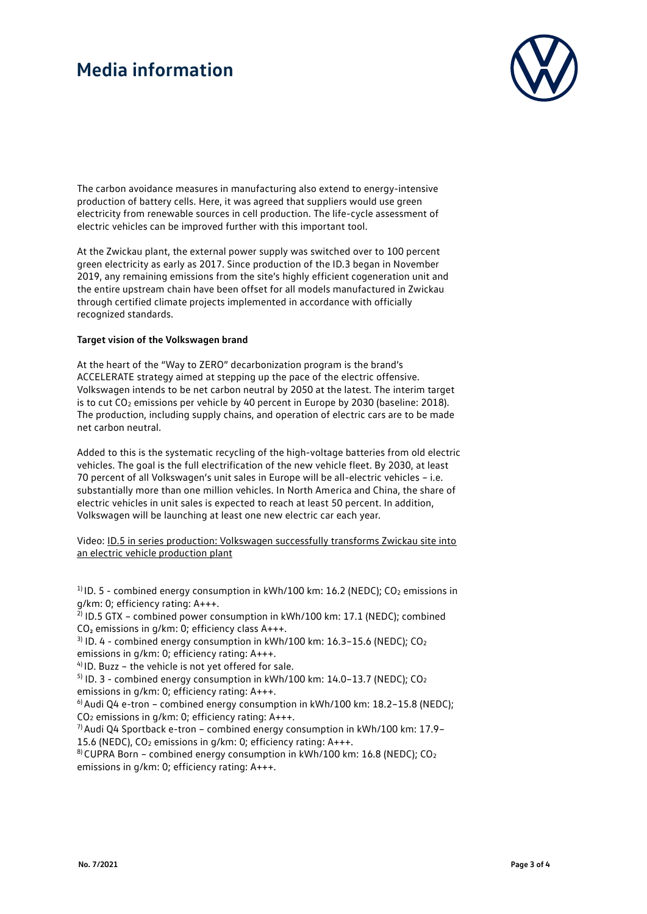The carbon avoidance measures in manufacturing also extend to energy-intensive production of battery cells. Here, it was agreed that suppliers would use green electricity from renewable sources in cell production. The life-cycle assessment of electric vehicles can be improved further with this important tool.

At the Zwickau plant, the external power supply was switched over to 100 percent green electricity as early as 2017. Since production of the ID.3 began in November 2019, any remaining emissions from the site's highly efficient cogeneration unit and the entire upstream chain have been offset for all models manufactured in Zwickau through certified climate projects implemented in accordance with officially recognized standards.

**Target vision of the Volkswagen brand**

At the heart of the "Way to ZERO" decarbonization program is the brand's ACCELERATE strategy aimed at stepping up the pace of the electric offensive. Volkswagen intends to be net carbon neutral by 2050 at the latest. The interim target is to cut $CO_2$ emissions per vehicle by 40 percent in Europe by 2030 (baseline: 2018). The production, including supply chains, and operation of electric cars are to be made net carbon neutral.

Added to this is the systematic recycling of the high-voltage batteries from old electric vehicles. The goal is the full electrification of the new vehicle fleet. By 2030, at least 70 percent of all Volkswagen's unit sales in Europe will be all-electric vehicles – i.e. substantially more than one million vehicles. In North America and China, the share of electric vehicles in unit sales is expected to reach at least 50 percent. In addition, Volkswagen will be launching at least one new electric car each year.

Video: ID.5 in series production: Volkswagen successfully transforms Zwickau site into an electric vehicle production plant

[1] ID. 5 - combined energy consumption in kWh/100 km: 16.2 (NEDC); $CO_2$ emissions in g/km: 0; efficiency rating: A+++.
[2] ID.5 GTX – combined power consumption in kWh/100 km: 17.1 (NEDC); combined $CO_2$ emissions in g/km: 0; efficiency class A+++.
[3] ID. 4 - combined energy consumption in kWh/100 km: 16.3–15.6 (NEDC); $CO_2$ emissions in g/km: 0; efficiency rating: A+++.
[4] ID. Buzz – the vehicle is not yet offered for sale.
[5] ID. 3 - combined energy consumption in kWh/100 km: 14.0–13.7 (NEDC); $CO_2$ emissions in g/km: 0; efficiency rating: A+++.
[6] Audi Q4 e-tron – combined energy consumption in kWh/100 km: 18.2–15.8 (NEDC); $CO_2$ emissions in g/km: 0; efficiency rating: A+++.
[7] Audi Q4 Sportback e-tron – combined energy consumption in kWh/100 km: 17.9–15.6 (NEDC), $CO_2$ emissions in g/km: 0; efficiency rating: A+++.
[8] CUPRA Born – combined energy consumption in kWh/100 km: 16.8 (NEDC); $CO_2$ emissions in g/km: 0; efficiency rating: A+++.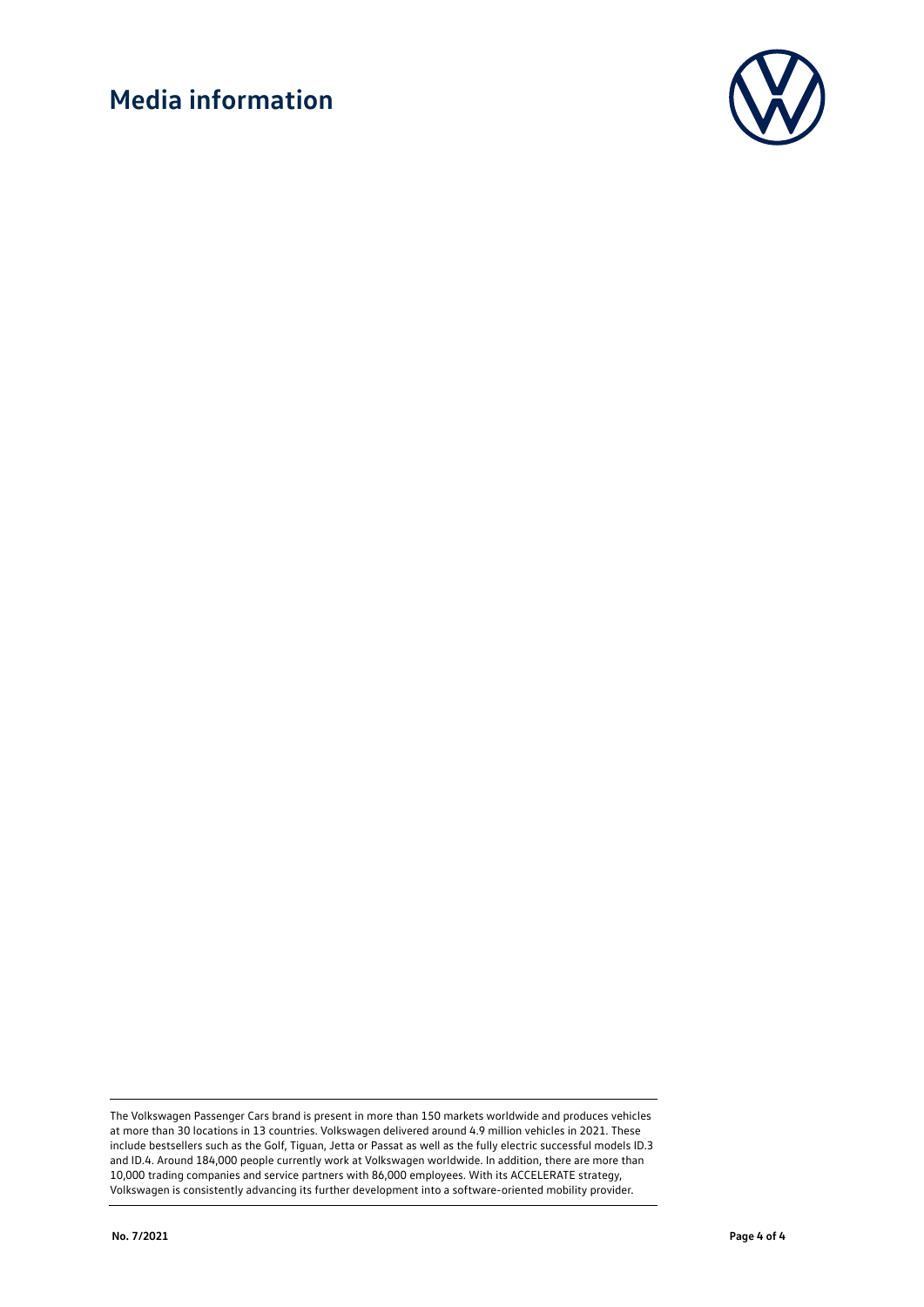The Volkswagen Passenger Cars brand is present in more than 150 markets worldwide and produces vehicles at more than 30 locations in 13 countries. Volkswagen delivered around 4.9 million vehicles in 2021. These include bestsellers such as the Golf, Tiguan, Jetta or Passat as well as the fully electric successful models ID.3 and ID.4. Around 184,000 people currently work at Volkswagen worldwide. In addition, there are more than 10,000 trading companies and service partners with 86,000 employees. With its ACCELERATE strategy, Volkswagen is consistently advancing its further development into a software-oriented mobility provider.